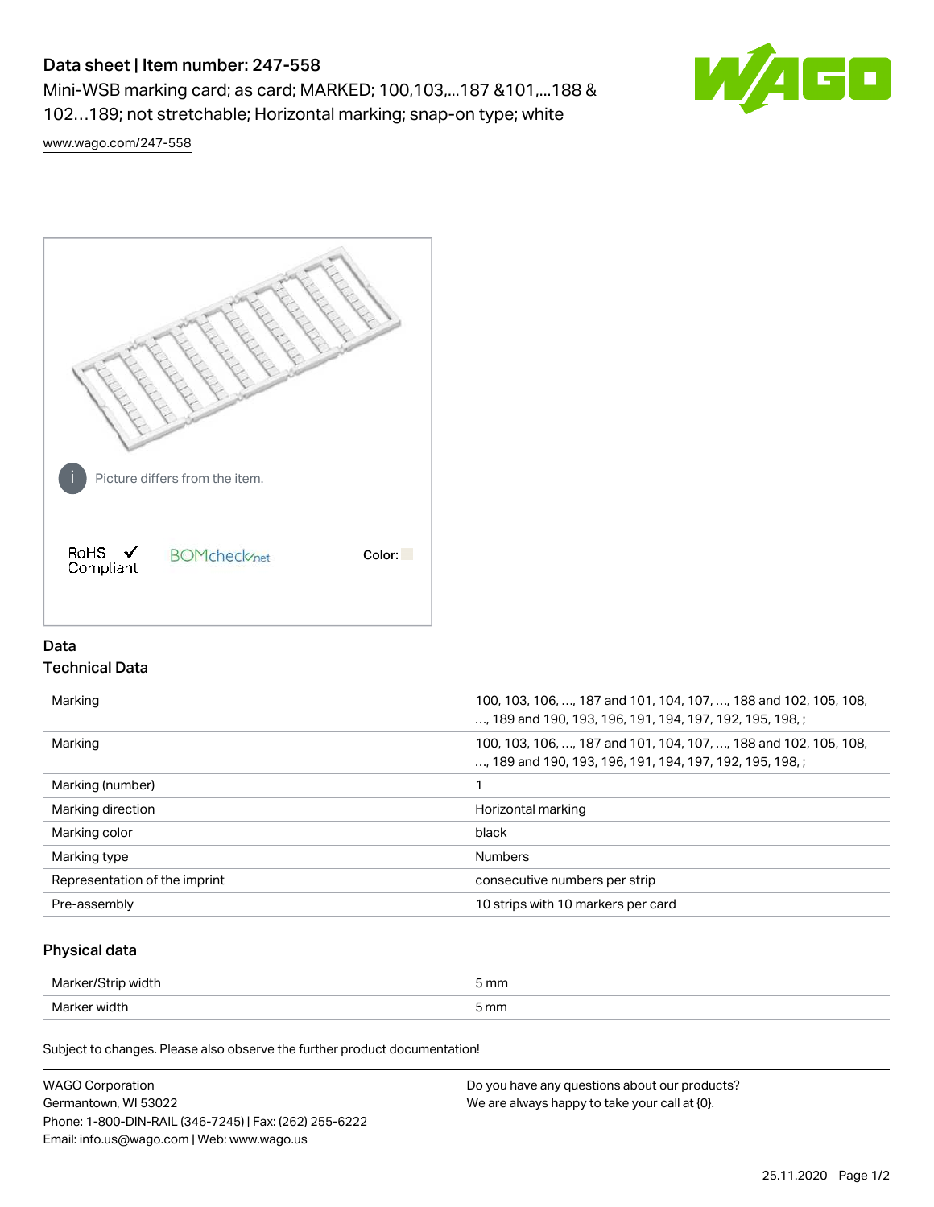# Data sheet | Item number: 247-558

Mini-WSB marking card; as card; MARKED; 100,103,...187 &101,...188 & 102…189; not stretchable; Horizontal marking; snap-on type; white

www.wago.com/247-558

Picture differs from the item.

RoHS Compliant BOMcheck.net Color:

## Data

### Technical Data

| | |
|---|---|
| Marking | 100, 103, 106, …, 187 and 101, 104, 107, …, 188 and 102, 105, 108, …, 189 and 190, 193, 196, 191, 194, 197, 192, 195, 198, ; |
| Marking | 100, 103, 106, …, 187 and 101, 104, 107, …, 188 and 102, 105, 108, …, 189 and 190, 193, 196, 191, 194, 197, 192, 195, 198, ; |
| Marking (number) | 1 |
| Marking direction | Horizontal marking |
| Marking color | black |
| Marking type | Numbers |
| Representation of the imprint | consecutive numbers per strip |
| Pre-assembly | 10 strips with 10 markers per card |

### Physical data

| | |
|---|---|
| Marker/Strip width | 5 mm |
| Marker width | 5 mm |

Subject to changes. Please also observe the further product documentation!

WAGO Corporation
Germantown, WI 53022
Phone: 1-800-DIN-RAIL (346-7245) | Fax: (262) 255-6222
Email: info.us@wago.com | Web: www.wago.us

Do you have any questions about our products?
We are always happy to take your call at {0}.

25.11.2020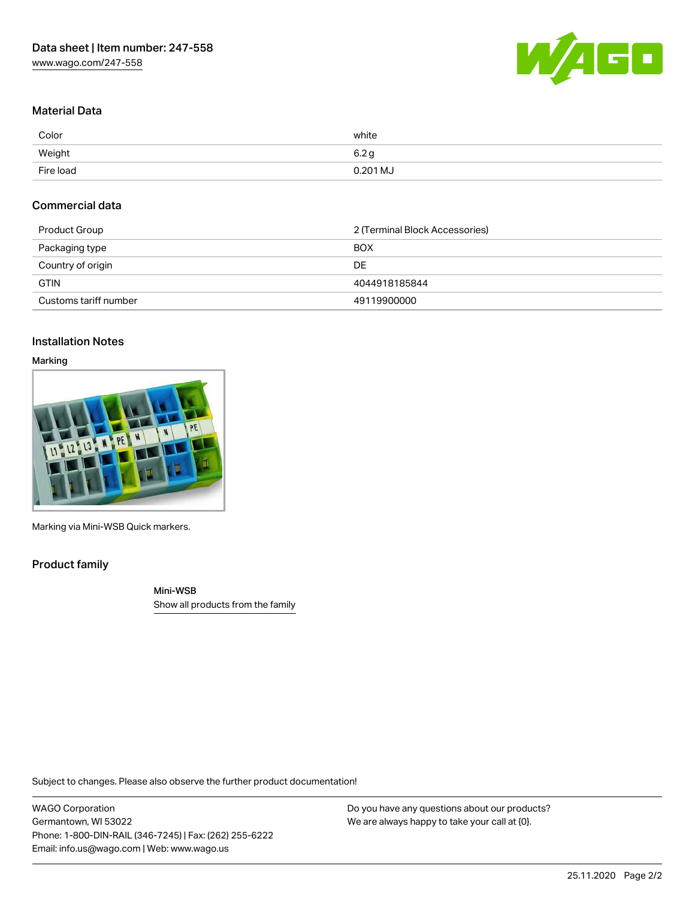Data sheet | Item number: 247-558

www.wago.com/247-558

## Material Data

| | |
|---|---|
| Color | white |
| Weight | 6.2 g |
| Fire load | 0.201 MJ |

## Commercial data

| | |
|---|---|
| Product Group | 2 (Terminal Block Accessories) |
| Packaging type | BOX |
| Country of origin | DE |
| GTIN | 4044918185844 |
| Customs tariff number | 49119900000 |

## Installation Notes

### Marking

Marking via Mini-WSB Quick markers.

## Product family

Mini-WSB

Show all products from the family

Subject to changes. Please also observe the further product documentation!

WAGO Corporation
Germantown, WI 53022
Phone: 1-800-DIN-RAIL (346-7245) | Fax: (262) 255-6222
Email: info.us@wago.com | Web: www.wago.us

Do you have any questions about our products?
We are always happy to take your call at {0}.

25.11.2020